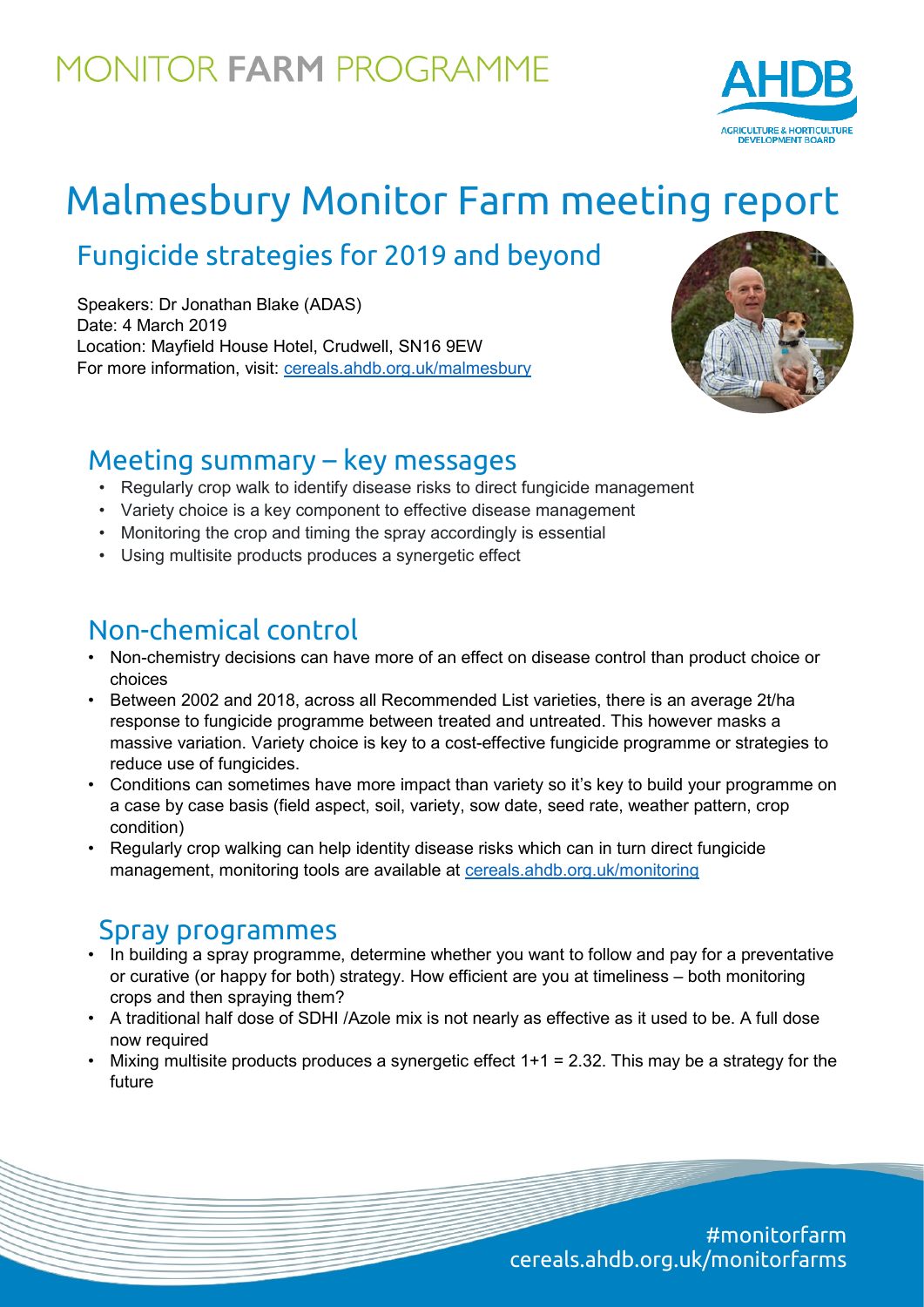# MONITOR FARM PROGRAMME

# Malmesbury Monitor Farm meeting report

## Fungicide strategies for 2019 and beyond

Speakers: Dr Jonathan Blake (ADAS)
Date: 4 March 2019
Location: Mayfield House Hotel, Crudwell, SN16 9EW
For more information, visit: cereals.ahdb.org.uk/malmesbury

## Meeting summary – key messages

- Regularly crop walk to identify disease risks to direct fungicide management
- Variety choice is a key component to effective disease management
- Monitoring the crop and timing the spray accordingly is essential
- Using multisite products produces a synergetic effect

## Non-chemical control

- Non-chemistry decisions can have more of an effect on disease control than product choice or choices
- Between 2002 and 2018, across all Recommended List varieties, there is an average 2t/ha response to fungicide programme between treated and untreated. This however masks a massive variation. Variety choice is key to a cost-effective fungicide programme or strategies to reduce use of fungicides.
- Conditions can sometimes have more impact than variety so it's key to build your programme on a case by case basis (field aspect, soil, variety, sow date, seed rate, weather pattern, crop condition)
- Regularly crop walking can help identity disease risks which can in turn direct fungicide management, monitoring tools are available at cereals.ahdb.org.uk/monitoring

## Spray programmes

- In building a spray programme, determine whether you want to follow and pay for a preventative or curative (or happy for both) strategy. How efficient are you at timeliness – both monitoring crops and then spraying them?
- A traditional half dose of SDHI /Azole mix is not nearly as effective as it used to be. A full dose now required
- Mixing multisite products produces a synergetic effect 1+1 = 2.32. This may be a strategy for the future

#monitorfarm
cereals.ahdb.org.uk/monitorfarms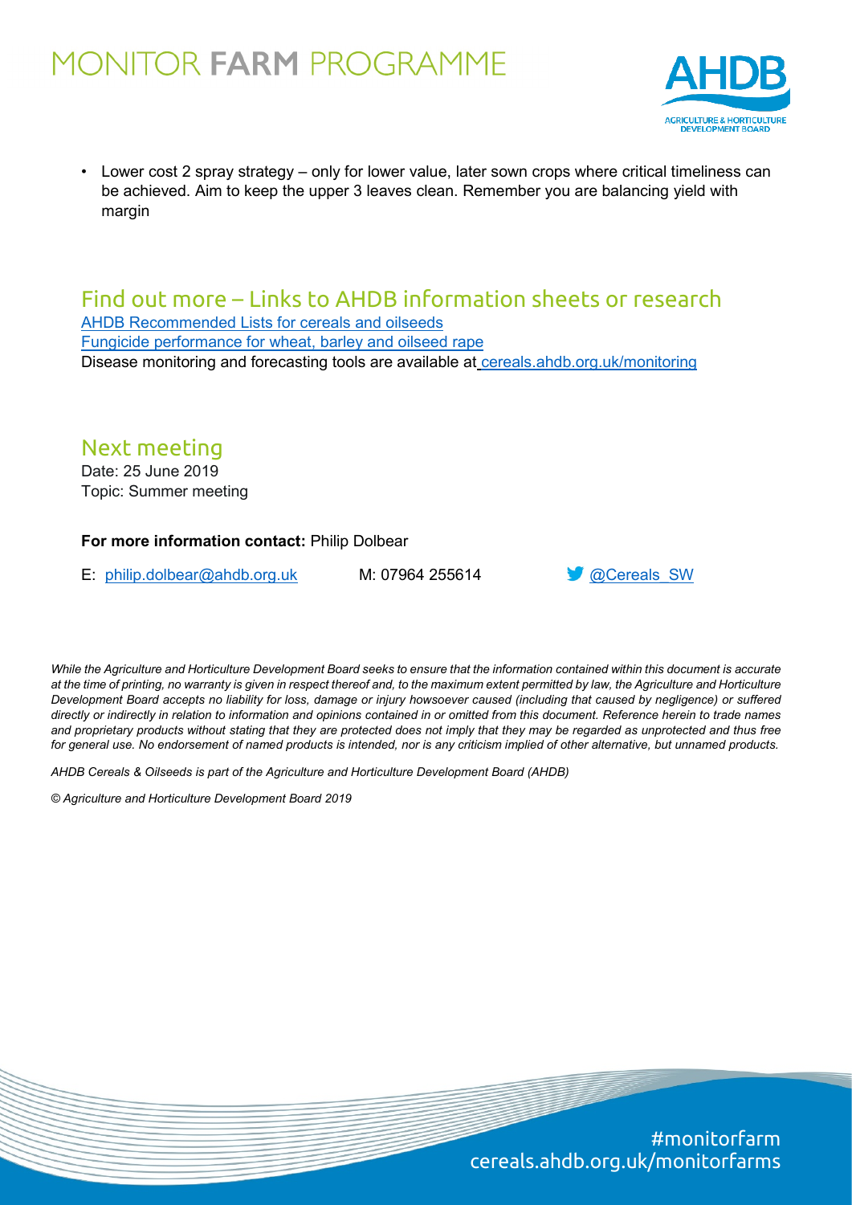- Lower cost 2 spray strategy – only for lower value, later sown crops where critical timeliness can be achieved. Aim to keep the upper 3 leaves clean. Remember you are balancing yield with margin

## Find out more – Links to AHDB information sheets or research

[AHDB Recommended Lists for cereals and oilseeds](#)
[Fungicide performance for wheat, barley and oilseed rape](#)
Disease monitoring and forecasting tools are available at cereals.ahdb.org.uk/monitoring

## Next meeting

Date: 25 June 2019
Topic: Summer meeting

**For more information contact:** Philip Dolbear

E: philip.dolbear@ahdb.org.uk M: 07964 255614 @Cereals_SW

*While the Agriculture and Horticulture Development Board seeks to ensure that the information contained within this document is accurate at the time of printing, no warranty is given in respect thereof and, to the maximum extent permitted by law, the Agriculture and Horticulture Development Board accepts no liability for loss, damage or injury howsoever caused (including that caused by negligence) or suffered directly or indirectly in relation to information and opinions contained in or omitted from this document. Reference herein to trade names and proprietary products without stating that they are protected does not imply that they may be regarded as unprotected and thus free for general use. No endorsement of named products is intended, nor is any criticism implied of other alternative, but unnamed products.*

*AHDB Cereals & Oilseeds is part of the Agriculture and Horticulture Development Board (AHDB)*

*© Agriculture and Horticulture Development Board 2019*

#monitorfarm
cereals.ahdb.org.uk/monitorfarms